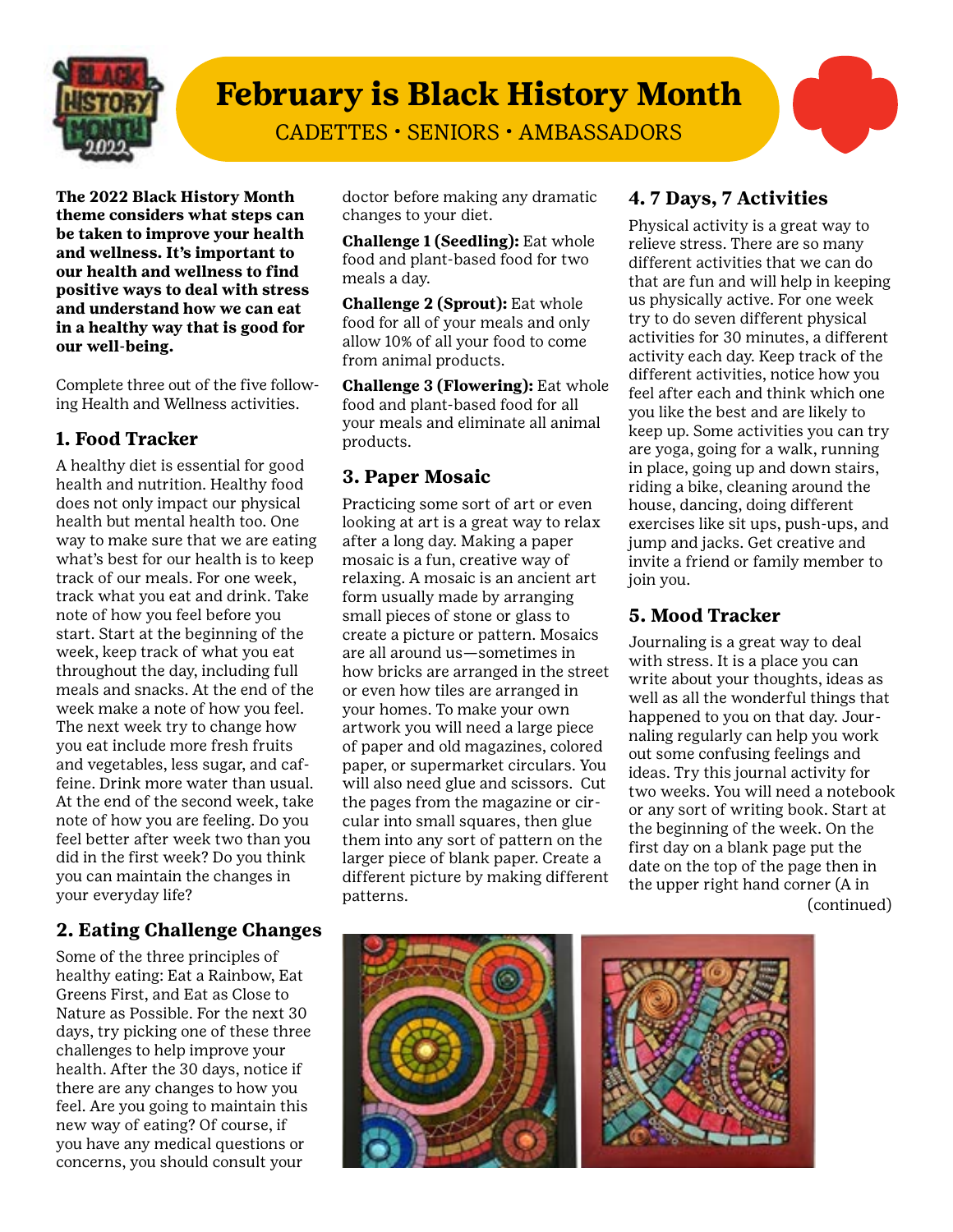# February is Black History Month

CADETTES • SENIORS • AMBASSADORS

**The 2022 Black History Month theme considers what steps can be taken to improve your health and wellness. It's important to our health and wellness to find positive ways to deal with stress and understand how we can eat in a healthy way that is good for our well-being.**

Complete three out of the five following Health and Wellness activities.

## 1. Food Tracker

A healthy diet is essential for good health and nutrition. Healthy food does not only impact our physical health but mental health too. One way to make sure that we are eating what's best for our health is to keep track of our meals. For one week, track what you eat and drink. Take note of how you feel before you start. Start at the beginning of the week, keep track of what you eat throughout the day, including full meals and snacks. At the end of the week make a note of how you feel. The next week try to change how you eat include more fresh fruits and vegetables, less sugar, and caffeine. Drink more water than usual. At the end of the second week, take note of how you are feeling. Do you feel better after week two than you did in the first week? Do you think you can maintain the changes in your everyday life?

## 2. Eating Challenge Changes

Some of the three principles of healthy eating: Eat a Rainbow, Eat Greens First, and Eat as Close to Nature as Possible. For the next 30 days, try picking one of these three challenges to help improve your health. After the 30 days, notice if there are any changes to how you feel. Are you going to maintain this new way of eating? Of course, if you have any medical questions or concerns, you should consult your doctor before making any dramatic changes to your diet.

**Challenge 1 (Seedling):** Eat whole food and plant-based food for two meals a day.

**Challenge 2 (Sprout):** Eat whole food for all of your meals and only allow 10% of all your food to come from animal products.

**Challenge 3 (Flowering):** Eat whole food and plant-based food for all your meals and eliminate all animal products.

## 3. Paper Mosaic

Practicing some sort of art or even looking at art is a great way to relax after a long day. Making a paper mosaic is a fun, creative way of relaxing. A mosaic is an ancient art form usually made by arranging small pieces of stone or glass to create a picture or pattern. Mosaics are all around us—sometimes in how bricks are arranged in the street or even how tiles are arranged in your homes. To make your own artwork you will need a large piece of paper and old magazines, colored paper, or supermarket circulars. You will also need glue and scissors. Cut the pages from the magazine or circular into small squares, then glue them into any sort of pattern on the larger piece of blank paper. Create a different picture by making different patterns.

## 4. 7 Days, 7 Activities

Physical activity is a great way to relieve stress. There are so many different activities that we can do that are fun and will help in keeping us physically active. For one week try to do seven different physical activities for 30 minutes, a different activity each day. Keep track of the different activities, notice how you feel after each and think which one you like the best and are likely to keep up. Some activities you can try are yoga, going for a walk, running in place, going up and down stairs, riding a bike, cleaning around the house, dancing, doing different exercises like sit ups, push-ups, and jump and jacks. Get creative and invite a friend or family member to join you.

## 5. Mood Tracker

Journaling is a great way to deal with stress. It is a place you can write about your thoughts, ideas as well as all the wonderful things that happened to you on that day. Journaling regularly can help you work out some confusing feelings and ideas. Try this journal activity for two weeks. You will need a notebook or any sort of writing book. Start at the beginning of the week. On the first day on a blank page put the date on the top of the page then in the upper right hand corner (A in

(continued)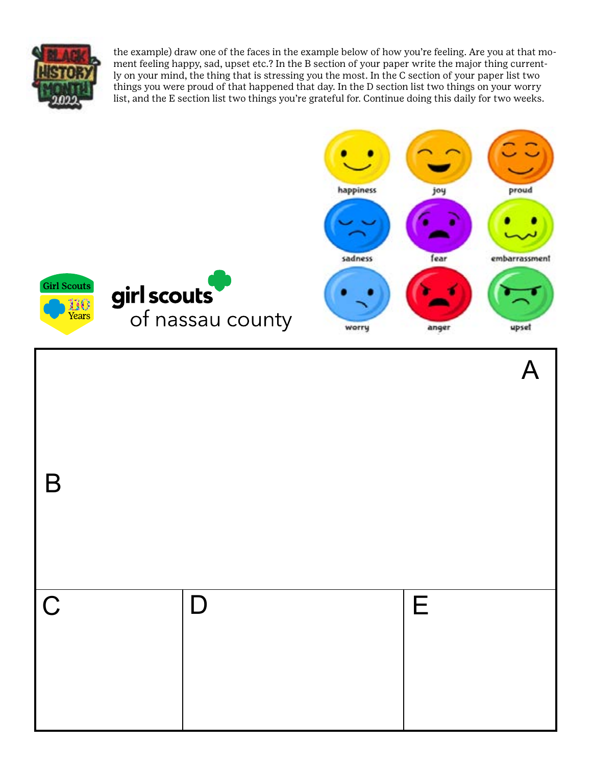the example) draw one of the faces in the example below of how you're feeling. Are you at that moment feeling happy, sad, upset etc.? In the B section of your paper write the major thing currently on your mind, the thing that is stressing you the most. In the C section of your paper list two things you were proud of that happened that day. In the D section list two things on your worry list, and the E section list two things you're grateful for. Continue doing this daily for two weeks.

happiness
joy
proud
sadness
fear
embarrassment
worry
anger
upset

girl scouts of nassau county

A

B

C

D

E